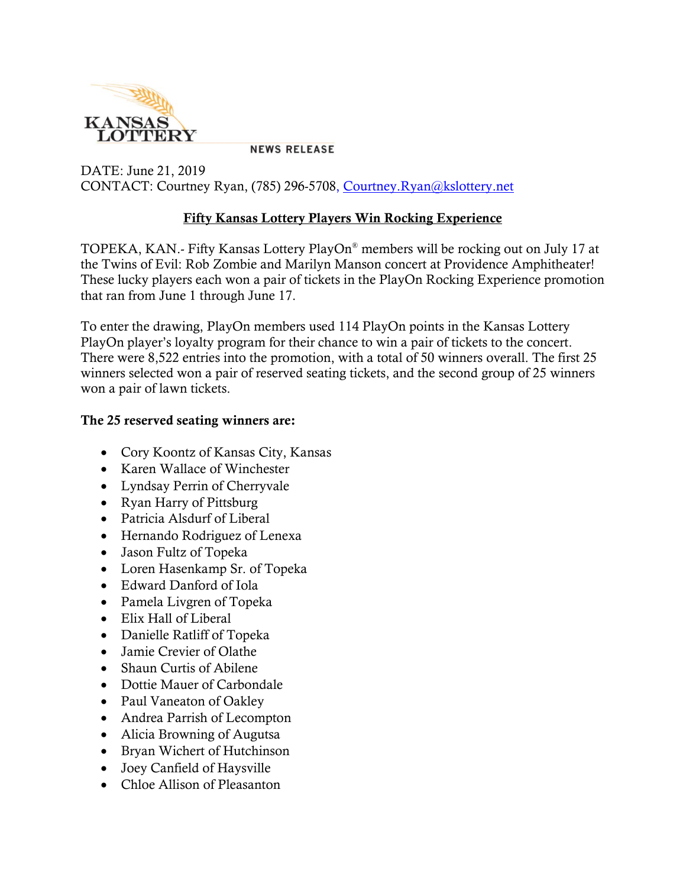KANSAS LOTTERY

NEWS RELEASE

DATE: June 21, 2019
CONTACT: Courtney Ryan, (785) 296-5708, Courtney.Ryan@kslottery.net

## Fifty Kansas Lottery Players Win Rocking Experience

TOPEKA, KAN.- Fifty Kansas Lottery PlayOn® members will be rocking out on July 17 at the Twins of Evil: Rob Zombie and Marilyn Manson concert at Providence Amphitheater! These lucky players each won a pair of tickets in the PlayOn Rocking Experience promotion that ran from June 1 through June 17.

To enter the drawing, PlayOn members used 114 PlayOn points in the Kansas Lottery PlayOn player's loyalty program for their chance to win a pair of tickets to the concert. There were 8,522 entries into the promotion, with a total of 50 winners overall. The first 25 winners selected won a pair of reserved seating tickets, and the second group of 25 winners won a pair of lawn tickets.

**The 25 reserved seating winners are:**

- Cory Koontz of Kansas City, Kansas
- Karen Wallace of Winchester
- Lyndsay Perrin of Cherryvale
- Ryan Harry of Pittsburg
- Patricia Alsdurf of Liberal
- Hernando Rodriguez of Lenexa
- Jason Fultz of Topeka
- Loren Hasenkamp Sr. of Topeka
- Edward Danford of Iola
- Pamela Livgren of Topeka
- Elix Hall of Liberal
- Danielle Ratliff of Topeka
- Jamie Crevier of Olathe
- Shaun Curtis of Abilene
- Dottie Mauer of Carbondale
- Paul Vaneaton of Oakley
- Andrea Parrish of Lecompton
- Alicia Browning of Augutsa
- Bryan Wichert of Hutchinson
- Joey Canfield of Haysville
- Chloe Allison of Pleasanton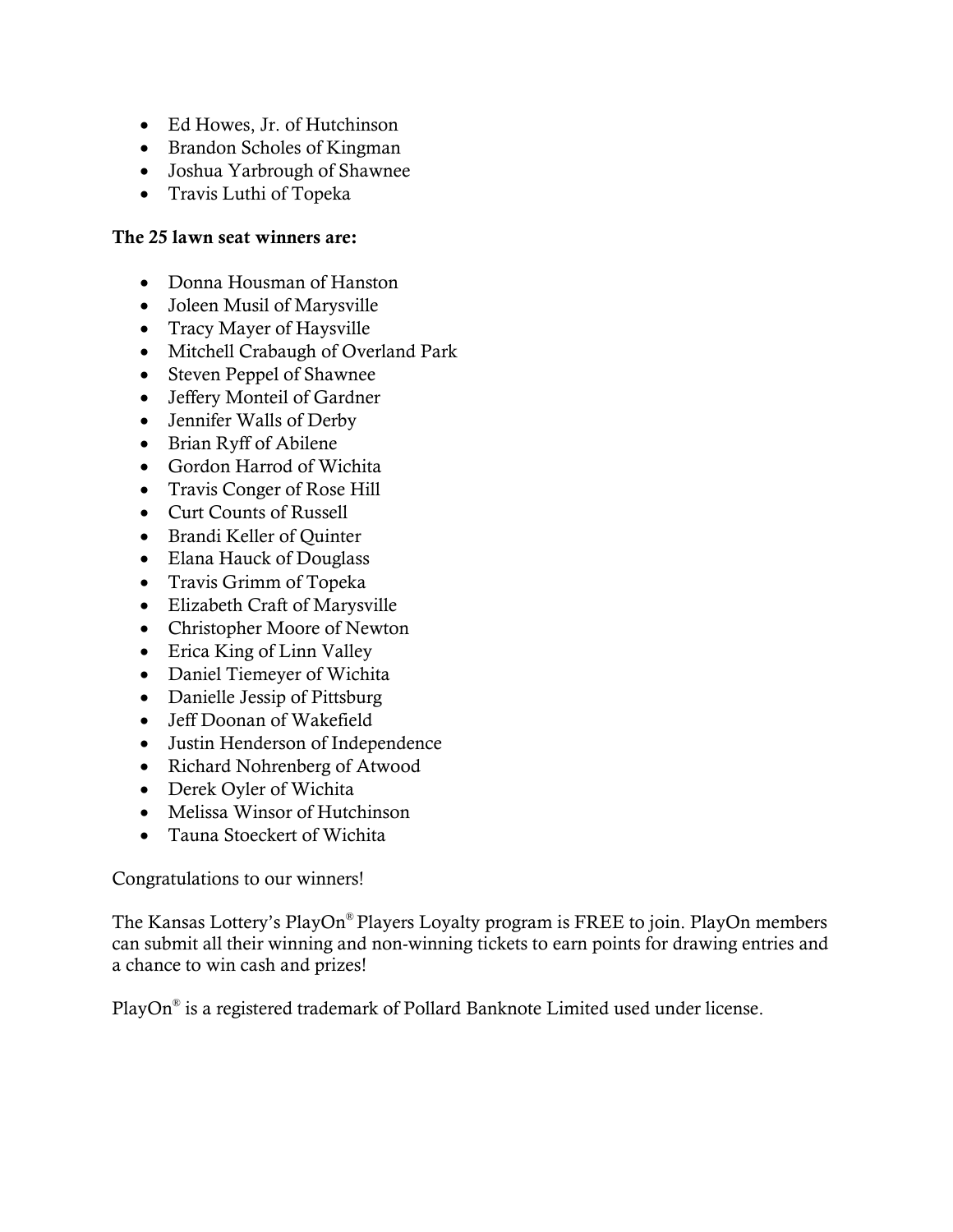- Ed Howes, Jr. of Hutchinson
- Brandon Scholes of Kingman
- Joshua Yarbrough of Shawnee
- Travis Luthi of Topeka

**The 25 lawn seat winners are:**

- Donna Housman of Hanston
- Joleen Musil of Marysville
- Tracy Mayer of Haysville
- Mitchell Crabaugh of Overland Park
- Steven Peppel of Shawnee
- Jeffery Monteil of Gardner
- Jennifer Walls of Derby
- Brian Ryff of Abilene
- Gordon Harrod of Wichita
- Travis Conger of Rose Hill
- Curt Counts of Russell
- Brandi Keller of Quinter
- Elana Hauck of Douglass
- Travis Grimm of Topeka
- Elizabeth Craft of Marysville
- Christopher Moore of Newton
- Erica King of Linn Valley
- Daniel Tiemeyer of Wichita
- Danielle Jessip of Pittsburg
- Jeff Doonan of Wakefield
- Justin Henderson of Independence
- Richard Nohrenberg of Atwood
- Derek Oyler of Wichita
- Melissa Winsor of Hutchinson
- Tauna Stoeckert of Wichita

Congratulations to our winners!

The Kansas Lottery's PlayOn® Players Loyalty program is FREE to join. PlayOn members can submit all their winning and non-winning tickets to earn points for drawing entries and a chance to win cash and prizes!

PlayOn® is a registered trademark of Pollard Banknote Limited used under license.